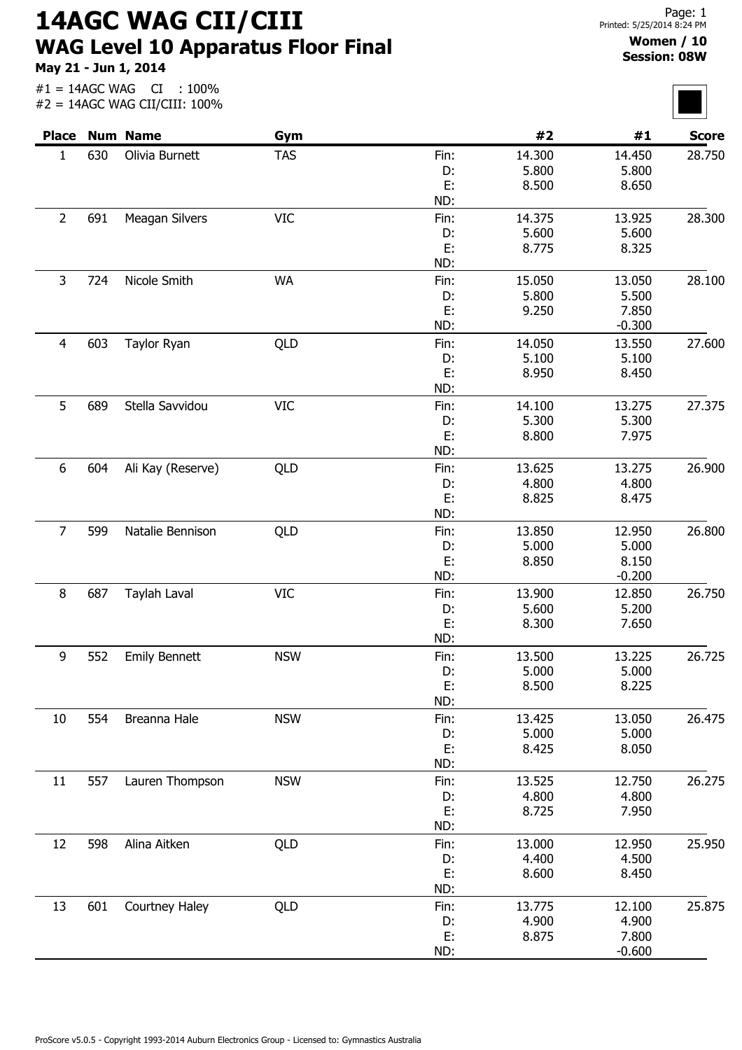# 14AGC WAG CII/CIII

## WAG Level 10 Apparatus Floor Final

**May 21 - Jun 1, 2014**

#1 = 14AGC WAG CI : 100%
#2 = 14AGC WAG CII/CIII: 100%

Printed: 5/25/2014 8:24 PM

**Women / 10**
**Session: 08W**

| Place | Num | Name | Gym | | #2 | #1 | Score |
|---|---|---|---|---|---|---|---|
| 1 | 630 | Olivia Burnett | TAS | Fin: | 14.300 | 14.450 | 28.750 |
| | | | | D: | 5.800 | 5.800 | |
| | | | | E: | 8.500 | 8.650 | |
| | | | | ND: | | | |
| 2 | 691 | Meagan Silvers | VIC | Fin: | 14.375 | 13.925 | 28.300 |
| | | | | D: | 5.600 | 5.600 | |
| | | | | E: | 8.775 | 8.325 | |
| | | | | ND: | | | |
| 3 | 724 | Nicole Smith | WA | Fin: | 15.050 | 13.050 | 28.100 |
| | | | | D: | 5.800 | 5.500 | |
| | | | | E: | 9.250 | 7.850 | |
| | | | | ND: | | -0.300 | |
| 4 | 603 | Taylor Ryan | QLD | Fin: | 14.050 | 13.550 | 27.600 |
| | | | | D: | 5.100 | 5.100 | |
| | | | | E: | 8.950 | 8.450 | |
| | | | | ND: | | | |
| 5 | 689 | Stella Savvidou | VIC | Fin: | 14.100 | 13.275 | 27.375 |
| | | | | D: | 5.300 | 5.300 | |
| | | | | E: | 8.800 | 7.975 | |
| | | | | ND: | | | |
| 6 | 604 | Ali Kay (Reserve) | QLD | Fin: | 13.625 | 13.275 | 26.900 |
| | | | | D: | 4.800 | 4.800 | |
| | | | | E: | 8.825 | 8.475 | |
| | | | | ND: | | | |
| 7 | 599 | Natalie Bennison | QLD | Fin: | 13.850 | 12.950 | 26.800 |
| | | | | D: | 5.000 | 5.000 | |
| | | | | E: | 8.850 | 8.150 | |
| | | | | ND: | | -0.200 | |
| 8 | 687 | Taylah Laval | VIC | Fin: | 13.900 | 12.850 | 26.750 |
| | | | | D: | 5.600 | 5.200 | |
| | | | | E: | 8.300 | 7.650 | |
| | | | | ND: | | | |
| 9 | 552 | Emily Bennett | NSW | Fin: | 13.500 | 13.225 | 26.725 |
| | | | | D: | 5.000 | 5.000 | |
| | | | | E: | 8.500 | 8.225 | |
| | | | | ND: | | | |
| 10 | 554 | Breanna Hale | NSW | Fin: | 13.425 | 13.050 | 26.475 |
| | | | | D: | 5.000 | 5.000 | |
| | | | | E: | 8.425 | 8.050 | |
| | | | | ND: | | | |
| 11 | 557 | Lauren Thompson | NSW | Fin: | 13.525 | 12.750 | 26.275 |
| | | | | D: | 4.800 | 4.800 | |
| | | | | E: | 8.725 | 7.950 | |
| | | | | ND: | | | |
| 12 | 598 | Alina Aitken | QLD | Fin: | 13.000 | 12.950 | 25.950 |
| | | | | D: | 4.400 | 4.500 | |
| | | | | E: | 8.600 | 8.450 | |
| | | | | ND: | | | |
| 13 | 601 | Courtney Haley | QLD | Fin: | 13.775 | 12.100 | 25.875 |
| | | | | D: | 4.900 | 4.900 | |
| | | | | E: | 8.875 | 7.800 | |
| | | | | ND: | | -0.600 | |

ProScore v5.0.5 - Copyright 1993-2014 Auburn Electronics Group - Licensed to: Gymnastics Australia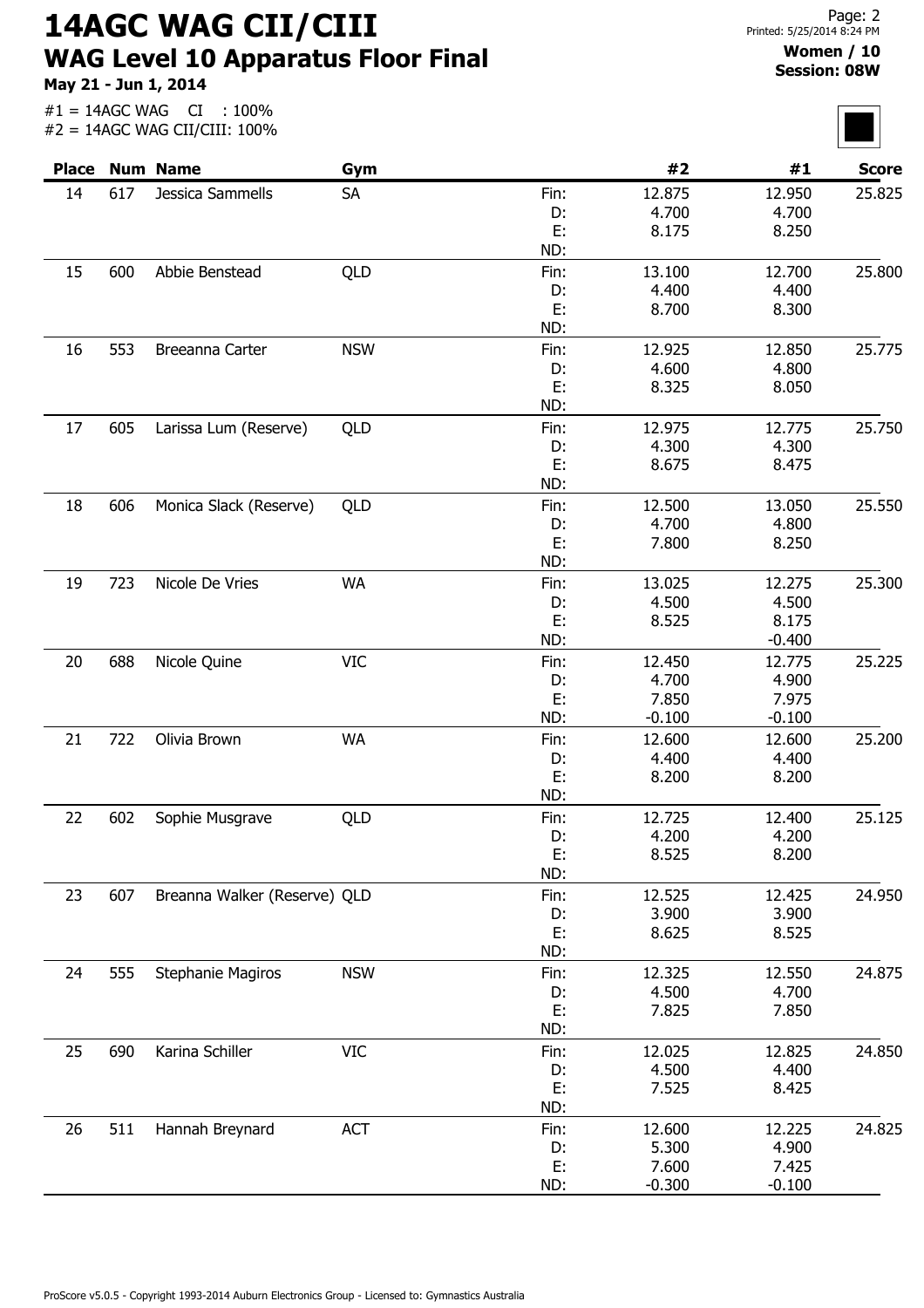# 14AGC WAG CII/CIII

## WAG Level 10 Apparatus Floor Final

**May 21 - Jun 1, 2014**

**Women / 10**
**Session: 08W**

#1 = 14AGC WAG CI : 100%
#2 = 14AGC WAG CII/CIII: 100%

| Place | Num | Name | Gym | | #2 | #1 | Score |
|---|---|---|---|---|---|---|---|
| 14 | 617 | Jessica Sammells | SA | Fin: | 12.875 | 12.950 | 25.825 |
| | | | | D: | 4.700 | 4.700 | |
| | | | | E: | 8.175 | 8.250 | |
| | | | | ND: | | | |
| 15 | 600 | Abbie Benstead | QLD | Fin: | 13.100 | 12.700 | 25.800 |
| | | | | D: | 4.400 | 4.400 | |
| | | | | E: | 8.700 | 8.300 | |
| | | | | ND: | | | |
| 16 | 553 | Breeanna Carter | NSW | Fin: | 12.925 | 12.850 | 25.775 |
| | | | | D: | 4.600 | 4.800 | |
| | | | | E: | 8.325 | 8.050 | |
| | | | | ND: | | | |
| 17 | 605 | Larissa Lum (Reserve) | QLD | Fin: | 12.975 | 12.775 | 25.750 |
| | | | | D: | 4.300 | 4.300 | |
| | | | | E: | 8.675 | 8.475 | |
| | | | | ND: | | | |
| 18 | 606 | Monica Slack (Reserve) | QLD | Fin: | 12.500 | 13.050 | 25.550 |
| | | | | D: | 4.700 | 4.800 | |
| | | | | E: | 7.800 | 8.250 | |
| | | | | ND: | | | |
| 19 | 723 | Nicole De Vries | WA | Fin: | 13.025 | 12.275 | 25.300 |
| | | | | D: | 4.500 | 4.500 | |
| | | | | E: | 8.525 | 8.175 | |
| | | | | ND: | | -0.400 | |
| 20 | 688 | Nicole Quine | VIC | Fin: | 12.450 | 12.775 | 25.225 |
| | | | | D: | 4.700 | 4.900 | |
| | | | | E: | 7.850 | 7.975 | |
| | | | | ND: | -0.100 | -0.100 | |
| 21 | 722 | Olivia Brown | WA | Fin: | 12.600 | 12.600 | 25.200 |
| | | | | D: | 4.400 | 4.400 | |
| | | | | E: | 8.200 | 8.200 | |
| | | | | ND: | | | |
| 22 | 602 | Sophie Musgrave | QLD | Fin: | 12.725 | 12.400 | 25.125 |
| | | | | D: | 4.200 | 4.200 | |
| | | | | E: | 8.525 | 8.200 | |
| | | | | ND: | | | |
| 23 | 607 | Breanna Walker (Reserve) | QLD | Fin: | 12.525 | 12.425 | 24.950 |
| | | | | D: | 3.900 | 3.900 | |
| | | | | E: | 8.625 | 8.525 | |
| | | | | ND: | | | |
| 24 | 555 | Stephanie Magiros | NSW | Fin: | 12.325 | 12.550 | 24.875 |
| | | | | D: | 4.500 | 4.700 | |
| | | | | E: | 7.825 | 7.850 | |
| | | | | ND: | | | |
| 25 | 690 | Karina Schiller | VIC | Fin: | 12.025 | 12.825 | 24.850 |
| | | | | D: | 4.500 | 4.400 | |
| | | | | E: | 7.525 | 8.425 | |
| | | | | ND: | | | |
| 26 | 511 | Hannah Breynard | ACT | Fin: | 12.600 | 12.225 | 24.825 |
| | | | | D: | 5.300 | 4.900 | |
| | | | | E: | 7.600 | 7.425 | |
| | | | | ND: | -0.300 | -0.100 | |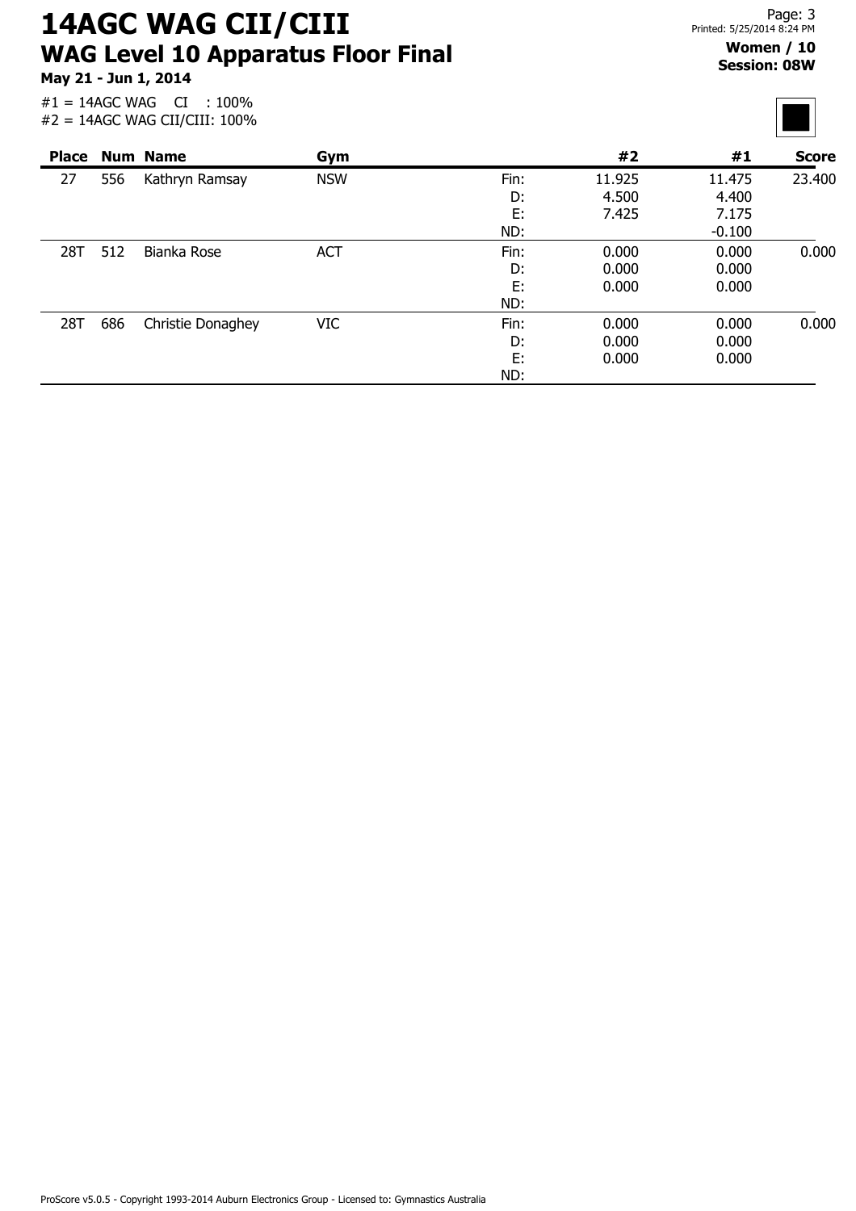# 14AGC WAG CII/CIII

## WAG Level 10 Apparatus Floor Final

**May 21 - Jun 1, 2014**

**Women / 10**
**Session: 08W**

#1 = 14AGC WAG CI : 100%
#2 = 14AGC WAG CII/CIII: 100%

| Place | Num | Name | Gym | | #2 | #1 | Score |
|---|---|---|---|---|---|---|---|
| 27 | 556 | Kathryn Ramsay | NSW | Fin: | 11.925 | 11.475 | 23.400 |
| | | | | D: | 4.500 | 4.400 | |
| | | | | E: | 7.425 | 7.175 | |
| | | | | ND: | | -0.100 | |
| 28T | 512 | Bianka Rose | ACT | Fin: | 0.000 | 0.000 | 0.000 |
| | | | | D: | 0.000 | 0.000 | |
| | | | | E: | 0.000 | 0.000 | |
| | | | | ND: | | | |
| 28T | 686 | Christie Donaghey | VIC | Fin: | 0.000 | 0.000 | 0.000 |
| | | | | D: | 0.000 | 0.000 | |
| | | | | E: | 0.000 | 0.000 | |
| | | | | ND: | | | |

ProScore v5.0.5 - Copyright 1993-2014 Auburn Electronics Group - Licensed to: Gymnastics Australia